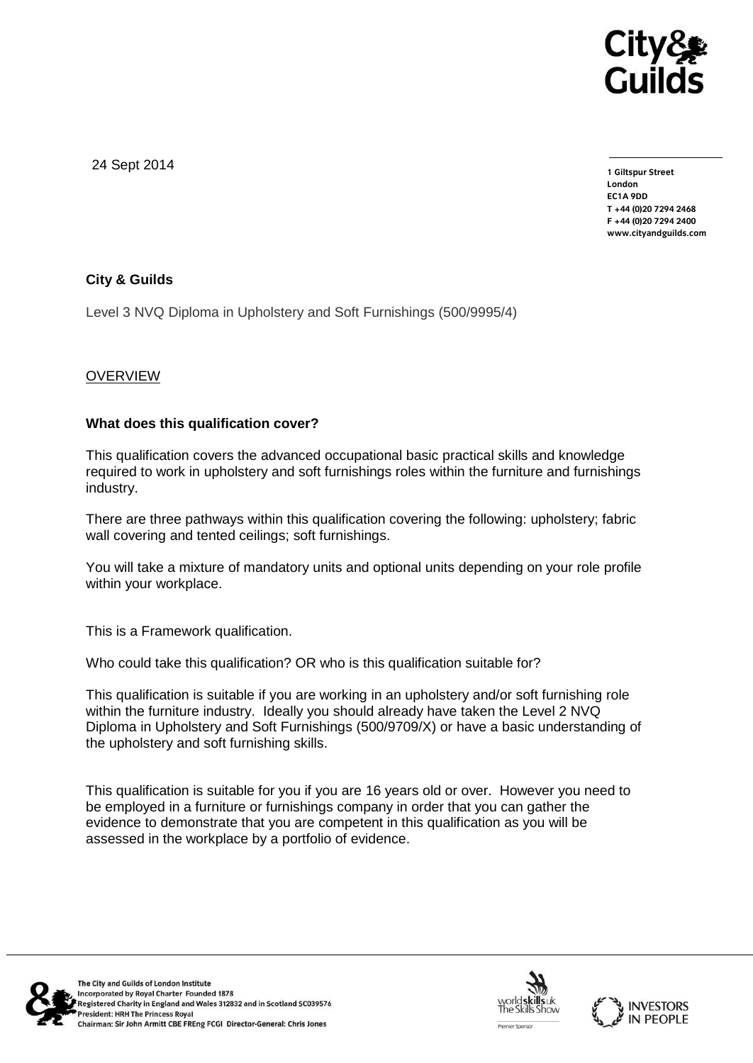24 Sept 2014

**1 Giltspur Street**
**London**
**EC1A 9DD**
**T +44 (0)20 7294 2468**
**F +44 (0)20 7294 2400**
**www.cityandguilds.com**

**City & Guilds**

Level 3 NVQ Diploma in Upholstery and Soft Furnishings (500/9995/4)

OVERVIEW

**What does this qualification cover?**

This qualification covers the advanced occupational basic practical skills and knowledge required to work in upholstery and soft furnishings roles within the furniture and furnishings industry.

There are three pathways within this qualification covering the following: upholstery; fabric wall covering and tented ceilings; soft furnishings.

You will take a mixture of mandatory units and optional units depending on your role profile within your workplace.

This is a Framework qualification.

Who could take this qualification? OR who is this qualification suitable for?

This qualification is suitable if you are working in an upholstery and/or soft furnishing role within the furniture industry. Ideally you should already have taken the Level 2 NVQ Diploma in Upholstery and Soft Furnishings (500/9709/X) or have a basic understanding of the upholstery and soft furnishing skills.

This qualification is suitable for you if you are 16 years old or over. However you need to be employed in a furniture or furnishings company in order that you can gather the evidence to demonstrate that you are competent in this qualification as you will be assessed in the workplace by a portfolio of evidence.

The City and Guilds of London Institute
Incorporated by Royal Charter Founded 1878
Registered Charity in England and Wales 312832 and in Scotland SC039576
President: HRH The Princess Royal
Chairman: Sir John Armitt CBE FREng FCGI Director-General: Chris Jones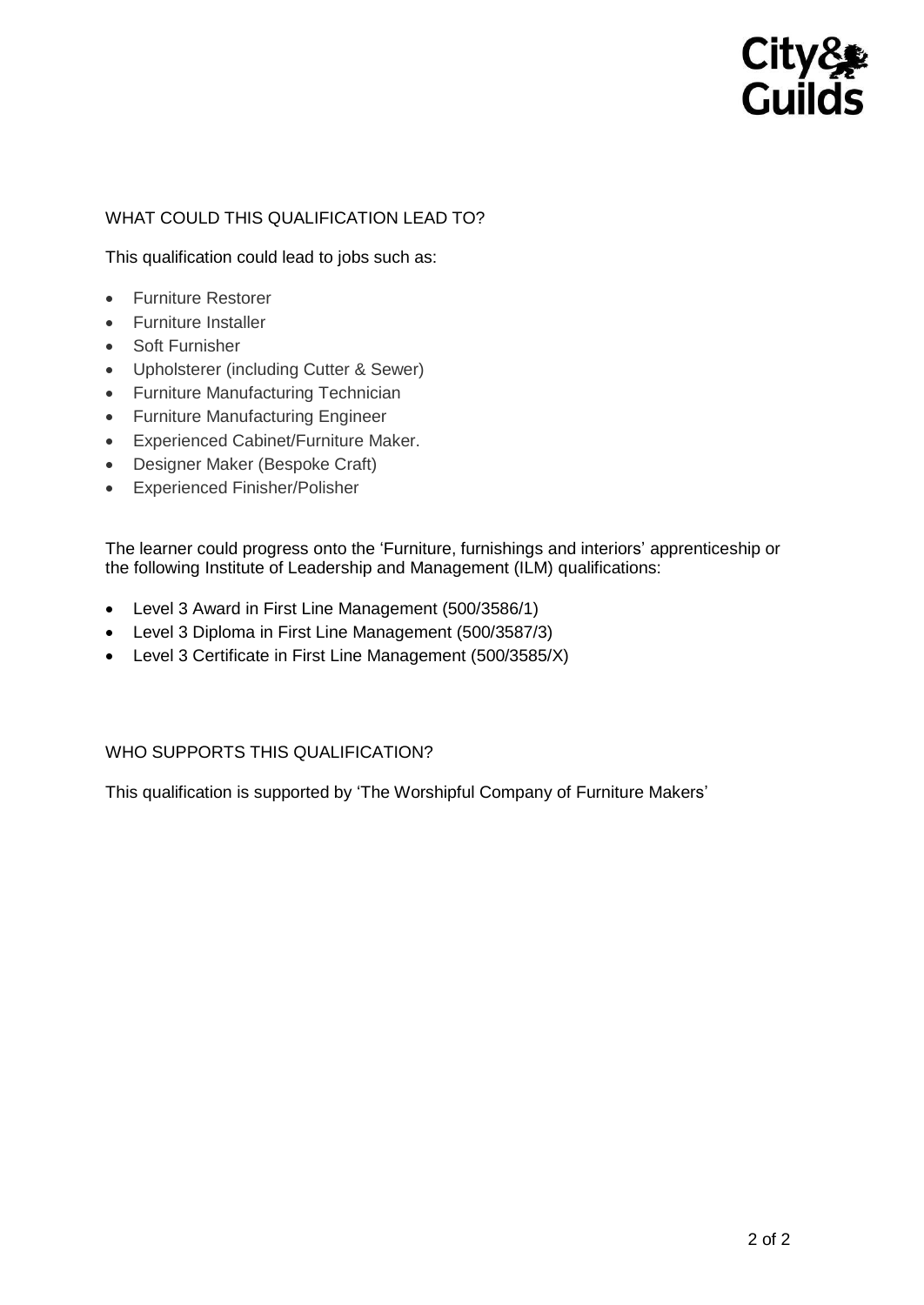## WHAT COULD THIS QUALIFICATION LEAD TO?

This qualification could lead to jobs such as:

- Furniture Restorer
- Furniture Installer
- Soft Furnisher
- Upholsterer (including Cutter & Sewer)
- Furniture Manufacturing Technician
- Furniture Manufacturing Engineer
- Experienced Cabinet/Furniture Maker.
- Designer Maker (Bespoke Craft)
- Experienced Finisher/Polisher

The learner could progress onto the 'Furniture, furnishings and interiors' apprenticeship or the following Institute of Leadership and Management (ILM) qualifications:

- Level 3 Award in First Line Management (500/3586/1)
- Level 3 Diploma in First Line Management (500/3587/3)
- Level 3 Certificate in First Line Management (500/3585/X)

## WHO SUPPORTS THIS QUALIFICATION?

This qualification is supported by 'The Worshipful Company of Furniture Makers'